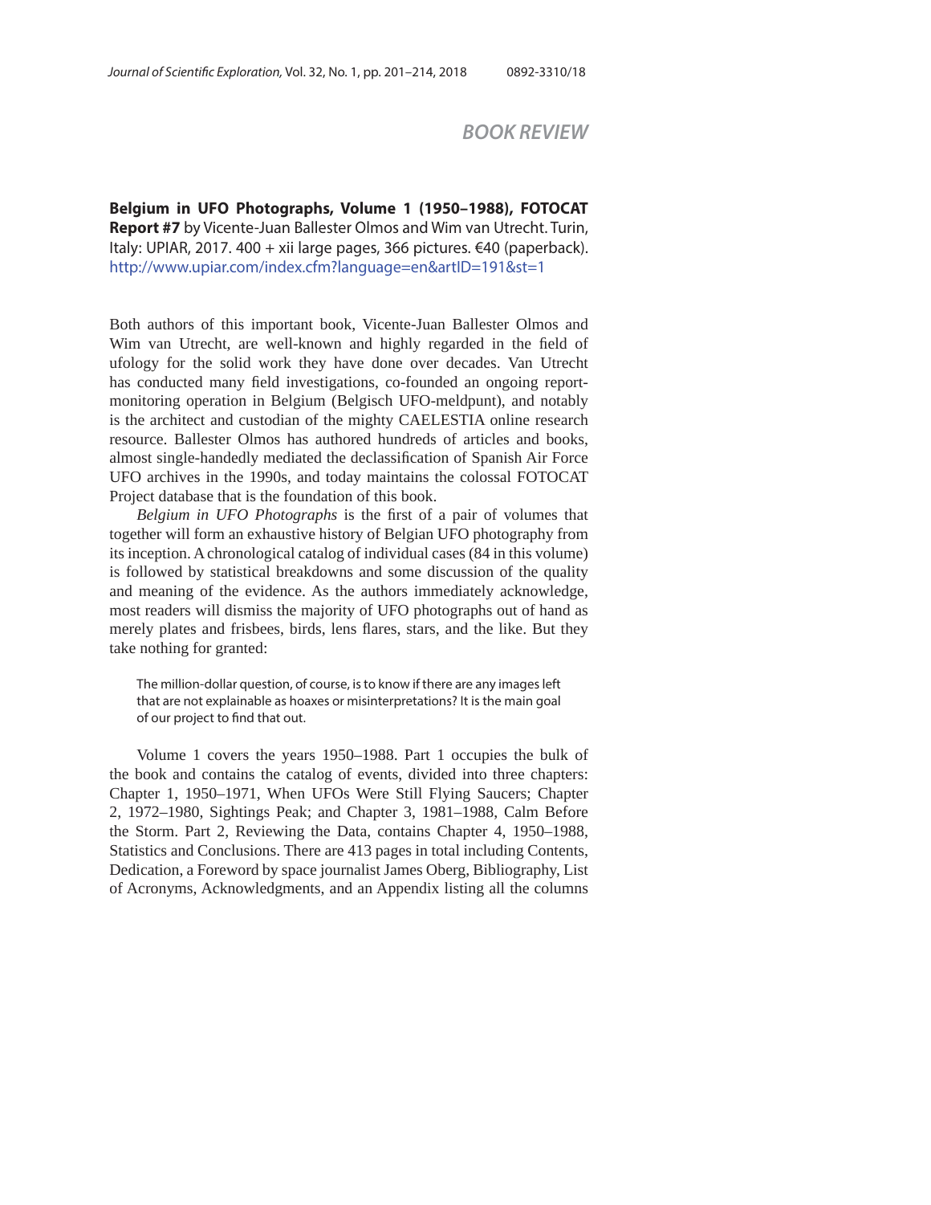## BOOK REVIEW

**Belgium in UFO Photographs, Volume 1 (1950–1988), FOTOCAT Report #7** by Vicente-Juan Ballester Olmos and Wim van Utrecht. Turin, Italy: UPIAR, 2017. 400 + xii large pages, 366 pictures. €40 (paperback). http://www.upiar.com/index.cfm?language=en&artID=191&st=1

Both authors of this important book, Vicente-Juan Ballester Olmos and Wim van Utrecht, are well-known and highly regarded in the field of ufology for the solid work they have done over decades. Van Utrecht has conducted many field investigations, co-founded an ongoing report-monitoring operation in Belgium (Belgisch UFO-meldpunt), and notably is the architect and custodian of the mighty CAELESTIA online research resource. Ballester Olmos has authored hundreds of articles and books, almost single-handedly mediated the declassification of Spanish Air Force UFO archives in the 1990s, and today maintains the colossal FOTOCAT Project database that is the foundation of this book.

*Belgium in UFO Photographs* is the first of a pair of volumes that together will form an exhaustive history of Belgian UFO photography from its inception. A chronological catalog of individual cases (84 in this volume) is followed by statistical breakdowns and some discussion of the quality and meaning of the evidence. As the authors immediately acknowledge, most readers will dismiss the majority of UFO photographs out of hand as merely plates and frisbees, birds, lens flares, stars, and the like. But they take nothing for granted:

> The million-dollar question, of course, is to know if there are any images left that are not explainable as hoaxes or misinterpretations? It is the main goal of our project to find that out.

Volume 1 covers the years 1950–1988. Part 1 occupies the bulk of the book and contains the catalog of events, divided into three chapters: Chapter 1, 1950–1971, When UFOs Were Still Flying Saucers; Chapter 2, 1972–1980, Sightings Peak; and Chapter 3, 1981–1988, Calm Before the Storm. Part 2, Reviewing the Data, contains Chapter 4, 1950–1988, Statistics and Conclusions. There are 413 pages in total including Contents, Dedication, a Foreword by space journalist James Oberg, Bibliography, List of Acronyms, Acknowledgments, and an Appendix listing all the columns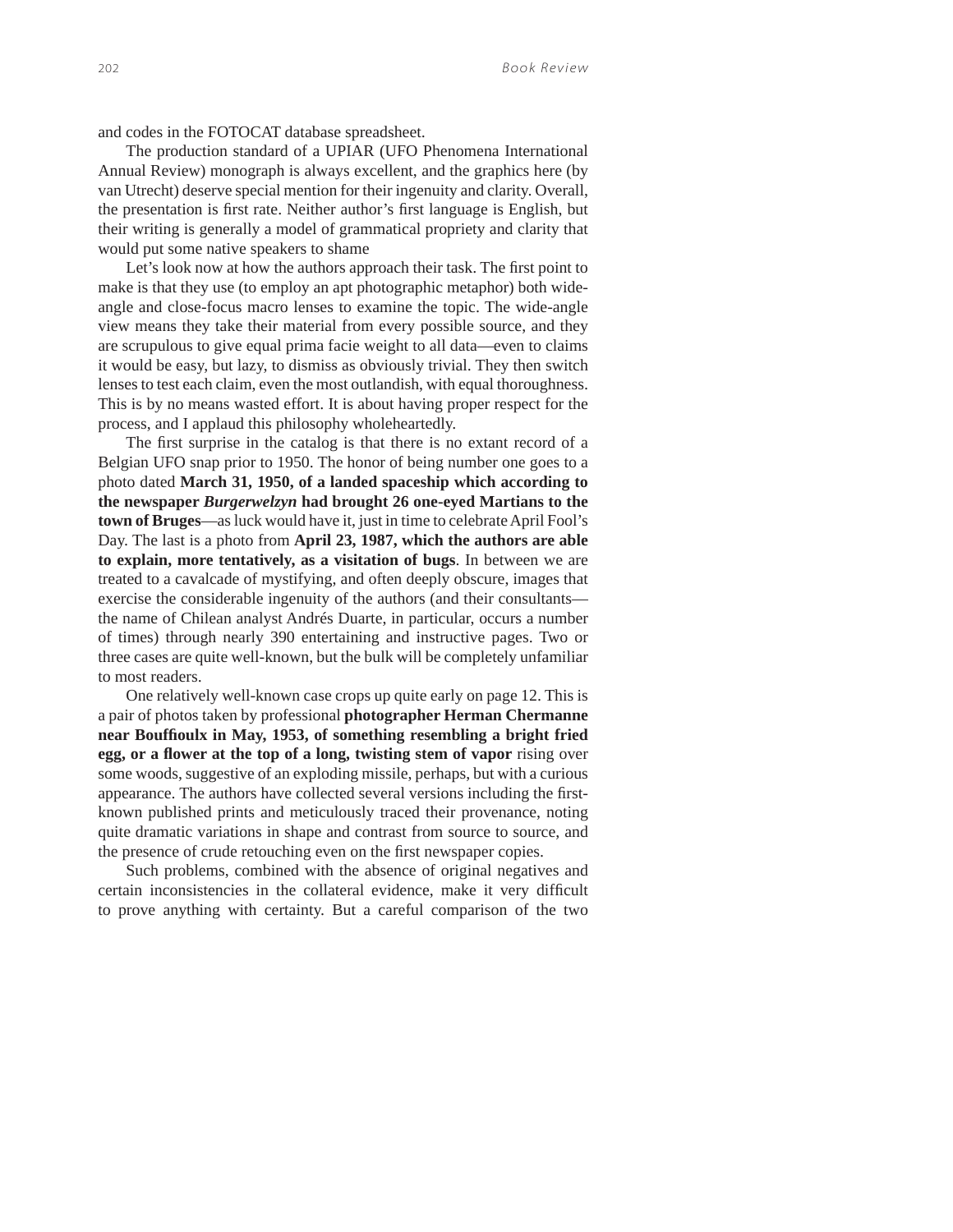and codes in the FOTOCAT database spreadsheet.

The production standard of a UPIAR (UFO Phenomena International Annual Review) monograph is always excellent, and the graphics here (by van Utrecht) deserve special mention for their ingenuity and clarity. Overall, the presentation is first rate. Neither author's first language is English, but their writing is generally a model of grammatical propriety and clarity that would put some native speakers to shame

Let's look now at how the authors approach their task. The first point to make is that they use (to employ an apt photographic metaphor) both wide-angle and close-focus macro lenses to examine the topic. The wide-angle view means they take their material from every possible source, and they are scrupulous to give equal prima facie weight to all data—even to claims it would be easy, but lazy, to dismiss as obviously trivial. They then switch lenses to test each claim, even the most outlandish, with equal thoroughness. This is by no means wasted effort. It is about having proper respect for the process, and I applaud this philosophy wholeheartedly.

The first surprise in the catalog is that there is no extant record of a Belgian UFO snap prior to 1950. The honor of being number one goes to a photo dated **March 31, 1950, of a landed spaceship which according to the newspaper *Burgerwelzyn* had brought 26 one-eyed Martians to the town of Bruges**—as luck would have it, just in time to celebrate April Fool's Day. The last is a photo from **April 23, 1987, which the authors are able to explain, more tentatively, as a visitation of bugs**. In between we are treated to a cavalcade of mystifying, and often deeply obscure, images that exercise the considerable ingenuity of the authors (and their consultants—the name of Chilean analyst Andrés Duarte, in particular, occurs a number of times) through nearly 390 entertaining and instructive pages. Two or three cases are quite well-known, but the bulk will be completely unfamiliar to most readers.

One relatively well-known case crops up quite early on page 12. This is a pair of photos taken by professional **photographer Herman Chermanne near Bouffioulx in May, 1953, of something resembling a bright fried egg, or a flower at the top of a long, twisting stem of vapor** rising over some woods, suggestive of an exploding missile, perhaps, but with a curious appearance. The authors have collected several versions including the first-known published prints and meticulously traced their provenance, noting quite dramatic variations in shape and contrast from source to source, and the presence of crude retouching even on the first newspaper copies.

Such problems, combined with the absence of original negatives and certain inconsistencies in the collateral evidence, make it very difficult to prove anything with certainty. But a careful comparison of the two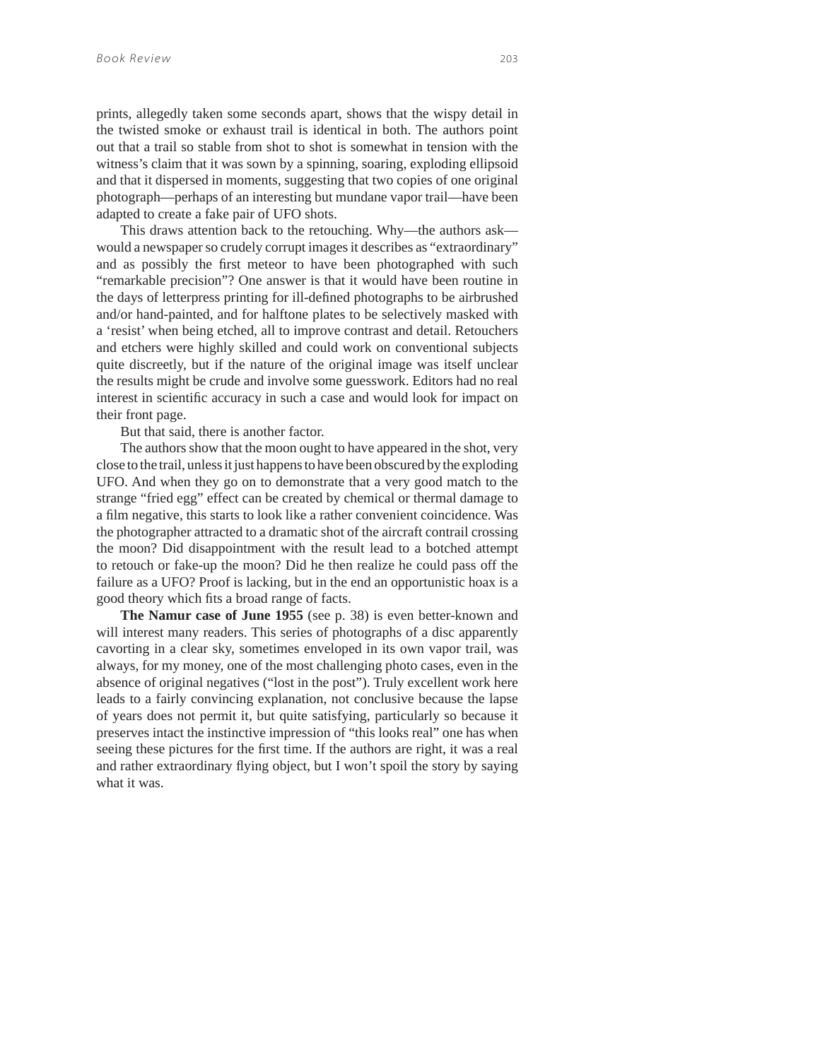prints, allegedly taken some seconds apart, shows that the wispy detail in the twisted smoke or exhaust trail is identical in both. The authors point out that a trail so stable from shot to shot is somewhat in tension with the witness's claim that it was sown by a spinning, soaring, exploding ellipsoid and that it dispersed in moments, suggesting that two copies of one original photograph—perhaps of an interesting but mundane vapor trail—have been adapted to create a fake pair of UFO shots.

This draws attention back to the retouching. Why—the authors ask—would a newspaper so crudely corrupt images it describes as "extraordinary" and as possibly the first meteor to have been photographed with such "remarkable precision"? One answer is that it would have been routine in the days of letterpress printing for ill-defined photographs to be airbrushed and/or hand-painted, and for halftone plates to be selectively masked with a 'resist' when being etched, all to improve contrast and detail. Retouchers and etchers were highly skilled and could work on conventional subjects quite discreetly, but if the nature of the original image was itself unclear the results might be crude and involve some guesswork. Editors had no real interest in scientific accuracy in such a case and would look for impact on their front page.

But that said, there is another factor.

The authors show that the moon ought to have appeared in the shot, very close to the trail, unless it just happens to have been obscured by the exploding UFO. And when they go on to demonstrate that a very good match to the strange "fried egg" effect can be created by chemical or thermal damage to a film negative, this starts to look like a rather convenient coincidence. Was the photographer attracted to a dramatic shot of the aircraft contrail crossing the moon? Did disappointment with the result lead to a botched attempt to retouch or fake-up the moon? Did he then realize he could pass off the failure as a UFO? Proof is lacking, but in the end an opportunistic hoax is a good theory which fits a broad range of facts.

**The Namur case of June 1955** (see p. 38) is even better-known and will interest many readers. This series of photographs of a disc apparently cavorting in a clear sky, sometimes enveloped in its own vapor trail, was always, for my money, one of the most challenging photo cases, even in the absence of original negatives ("lost in the post"). Truly excellent work here leads to a fairly convincing explanation, not conclusive because the lapse of years does not permit it, but quite satisfying, particularly so because it preserves intact the instinctive impression of "this looks real" one has when seeing these pictures for the first time. If the authors are right, it was a real and rather extraordinary flying object, but I won't spoil the story by saying what it was.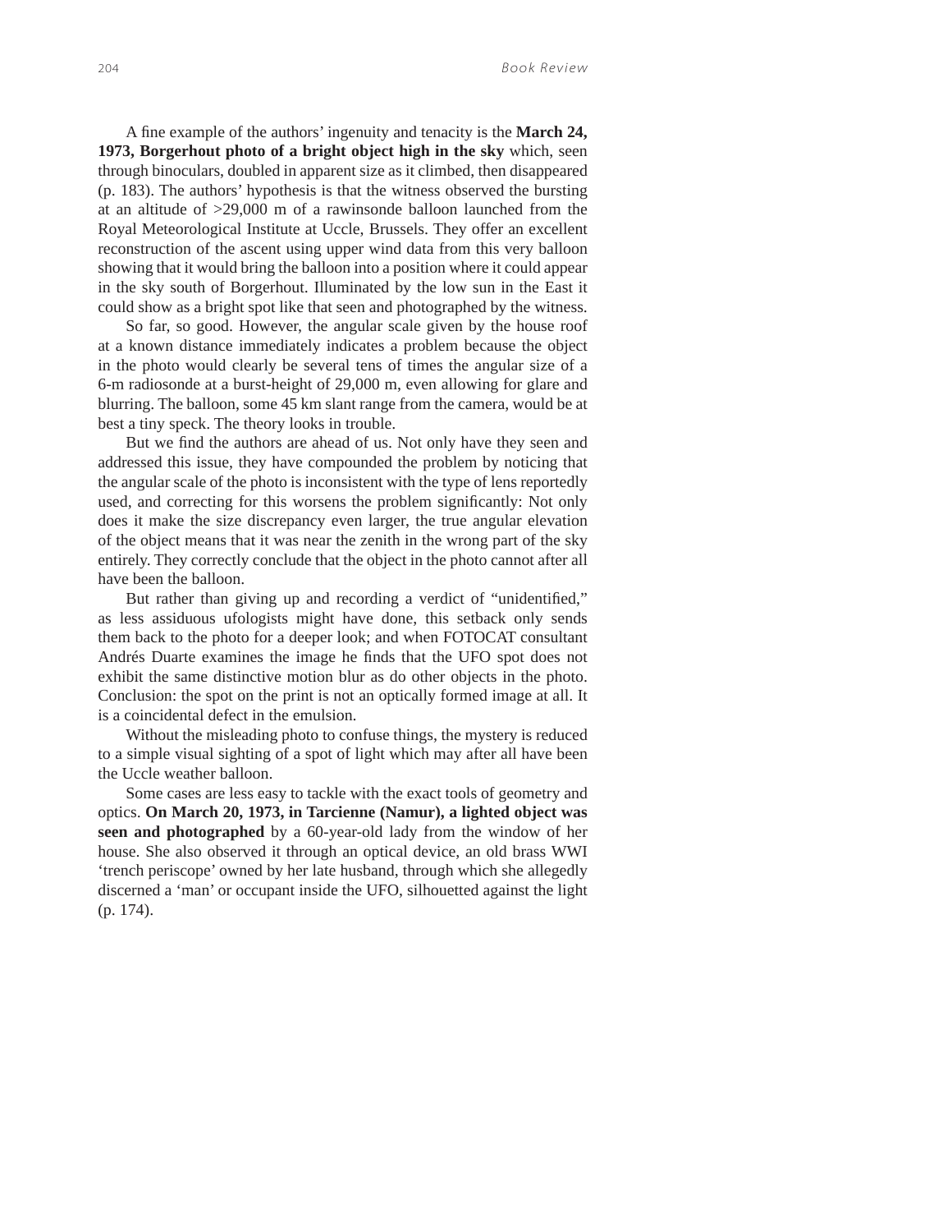A fine example of the authors' ingenuity and tenacity is the **March 24, 1973, Borgerhout photo of a bright object high in the sky** which, seen through binoculars, doubled in apparent size as it climbed, then disappeared (p. 183). The authors' hypothesis is that the witness observed the bursting at an altitude of >29,000 m of a rawinsonde balloon launched from the Royal Meteorological Institute at Uccle, Brussels. They offer an excellent reconstruction of the ascent using upper wind data from this very balloon showing that it would bring the balloon into a position where it could appear in the sky south of Borgerhout. Illuminated by the low sun in the East it could show as a bright spot like that seen and photographed by the witness.

So far, so good. However, the angular scale given by the house roof at a known distance immediately indicates a problem because the object in the photo would clearly be several tens of times the angular size of a 6-m radiosonde at a burst-height of 29,000 m, even allowing for glare and blurring. The balloon, some 45 km slant range from the camera, would be at best a tiny speck. The theory looks in trouble.

But we find the authors are ahead of us. Not only have they seen and addressed this issue, they have compounded the problem by noticing that the angular scale of the photo is inconsistent with the type of lens reportedly used, and correcting for this worsens the problem significantly: Not only does it make the size discrepancy even larger, the true angular elevation of the object means that it was near the zenith in the wrong part of the sky entirely. They correctly conclude that the object in the photo cannot after all have been the balloon.

But rather than giving up and recording a verdict of "unidentified," as less assiduous ufologists might have done, this setback only sends them back to the photo for a deeper look; and when FOTOCAT consultant Andrés Duarte examines the image he finds that the UFO spot does not exhibit the same distinctive motion blur as do other objects in the photo. Conclusion: the spot on the print is not an optically formed image at all. It is a coincidental defect in the emulsion.

Without the misleading photo to confuse things, the mystery is reduced to a simple visual sighting of a spot of light which may after all have been the Uccle weather balloon.

Some cases are less easy to tackle with the exact tools of geometry and optics. **On March 20, 1973, in Tarcienne (Namur), a lighted object was seen and photographed** by a 60-year-old lady from the window of her house. She also observed it through an optical device, an old brass WWI 'trench periscope' owned by her late husband, through which she allegedly discerned a 'man' or occupant inside the UFO, silhouetted against the light (p. 174).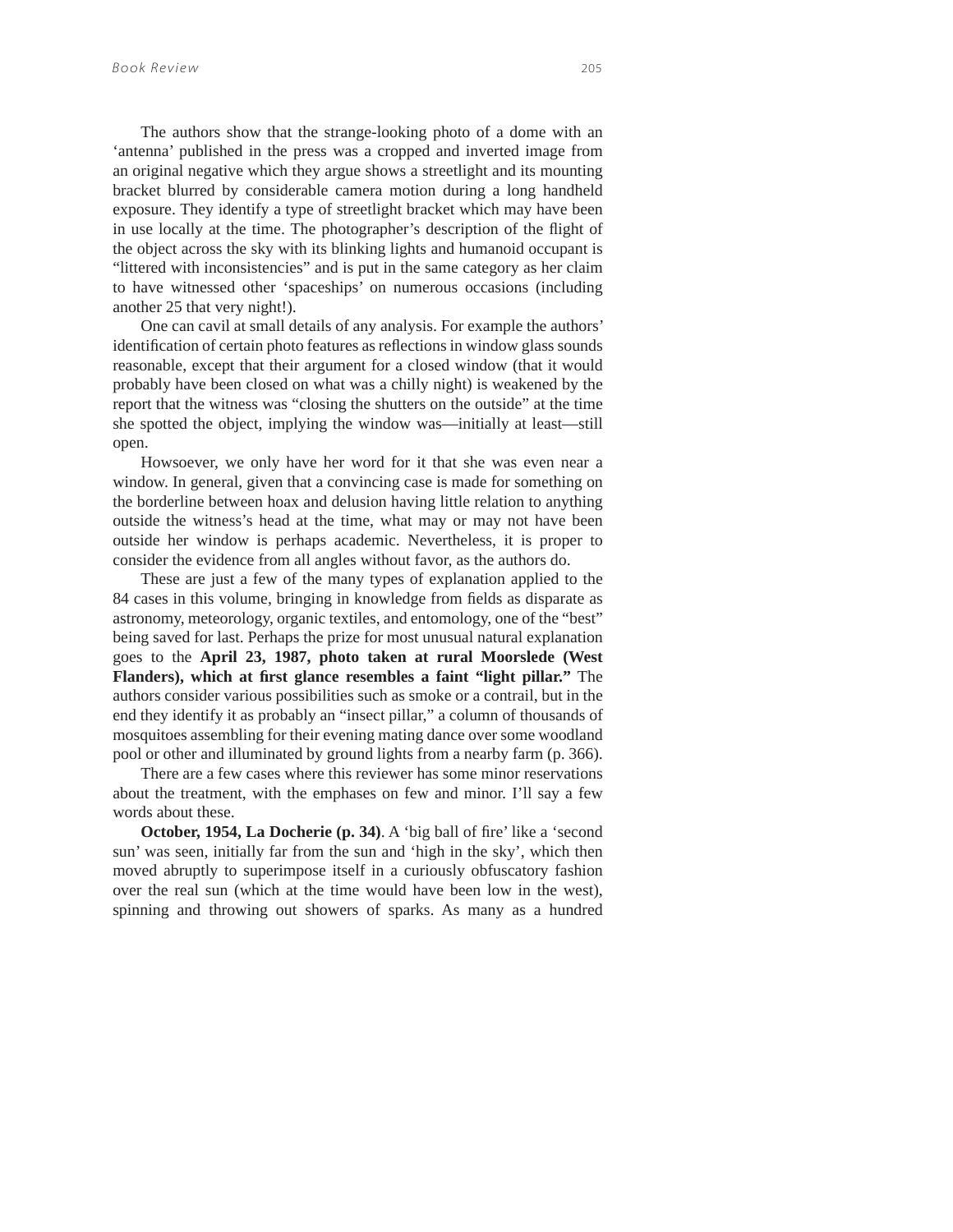The authors show that the strange-looking photo of a dome with an 'antenna' published in the press was a cropped and inverted image from an original negative which they argue shows a streetlight and its mounting bracket blurred by considerable camera motion during a long handheld exposure. They identify a type of streetlight bracket which may have been in use locally at the time. The photographer's description of the flight of the object across the sky with its blinking lights and humanoid occupant is "littered with inconsistencies" and is put in the same category as her claim to have witnessed other 'spaceships' on numerous occasions (including another 25 that very night!).

One can cavil at small details of any analysis. For example the authors' identification of certain photo features as reflections in window glass sounds reasonable, except that their argument for a closed window (that it would probably have been closed on what was a chilly night) is weakened by the report that the witness was "closing the shutters on the outside" at the time she spotted the object, implying the window was—initially at least—still open.

Howsoever, we only have her word for it that she was even near a window. In general, given that a convincing case is made for something on the borderline between hoax and delusion having little relation to anything outside the witness's head at the time, what may or may not have been outside her window is perhaps academic. Nevertheless, it is proper to consider the evidence from all angles without favor, as the authors do.

These are just a few of the many types of explanation applied to the 84 cases in this volume, bringing in knowledge from fields as disparate as astronomy, meteorology, organic textiles, and entomology, one of the "best" being saved for last. Perhaps the prize for most unusual natural explanation goes to the **April 23, 1987, photo taken at rural Moorslede (West Flanders), which at first glance resembles a faint "light pillar."** The authors consider various possibilities such as smoke or a contrail, but in the end they identify it as probably an "insect pillar," a column of thousands of mosquitoes assembling for their evening mating dance over some woodland pool or other and illuminated by ground lights from a nearby farm (p. 366).

There are a few cases where this reviewer has some minor reservations about the treatment, with the emphases on few and minor. I'll say a few words about these.

**October, 1954, La Docherie (p. 34)**. A 'big ball of fire' like a 'second sun' was seen, initially far from the sun and 'high in the sky', which then moved abruptly to superimpose itself in a curiously obfuscatory fashion over the real sun (which at the time would have been low in the west), spinning and throwing out showers of sparks. As many as a hundred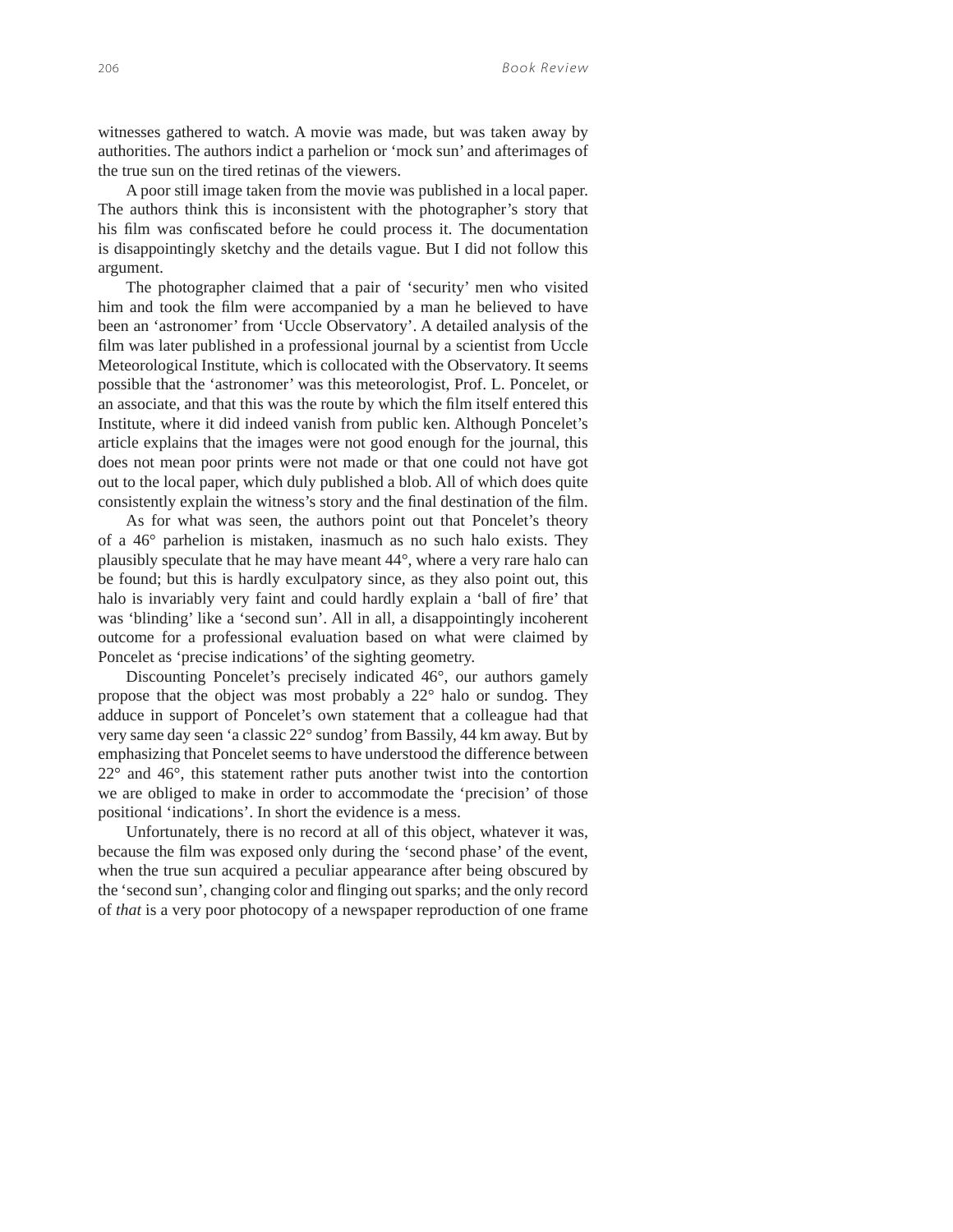witnesses gathered to watch. A movie was made, but was taken away by authorities. The authors indict a parhelion or 'mock sun' and afterimages of the true sun on the tired retinas of the viewers.

A poor still image taken from the movie was published in a local paper. The authors think this is inconsistent with the photographer's story that his film was confiscated before he could process it. The documentation is disappointingly sketchy and the details vague. But I did not follow this argument.

The photographer claimed that a pair of 'security' men who visited him and took the film were accompanied by a man he believed to have been an 'astronomer' from 'Uccle Observatory'. A detailed analysis of the film was later published in a professional journal by a scientist from Uccle Meteorological Institute, which is collocated with the Observatory. It seems possible that the 'astronomer' was this meteorologist, Prof. L. Poncelet, or an associate, and that this was the route by which the film itself entered this Institute, where it did indeed vanish from public ken. Although Poncelet's article explains that the images were not good enough for the journal, this does not mean poor prints were not made or that one could not have got out to the local paper, which duly published a blob. All of which does quite consistently explain the witness's story and the final destination of the film.

As for what was seen, the authors point out that Poncelet's theory of a 46° parhelion is mistaken, inasmuch as no such halo exists. They plausibly speculate that he may have meant 44°, where a very rare halo can be found; but this is hardly exculpatory since, as they also point out, this halo is invariably very faint and could hardly explain a 'ball of fire' that was 'blinding' like a 'second sun'. All in all, a disappointingly incoherent outcome for a professional evaluation based on what were claimed by Poncelet as 'precise indications' of the sighting geometry.

Discounting Poncelet's precisely indicated 46°, our authors gamely propose that the object was most probably a 22° halo or sundog. They adduce in support of Poncelet's own statement that a colleague had that very same day seen 'a classic 22° sundog' from Bassily, 44 km away. But by emphasizing that Poncelet seems to have understood the difference between 22° and 46°, this statement rather puts another twist into the contortion we are obliged to make in order to accommodate the 'precision' of those positional 'indications'. In short the evidence is a mess.

Unfortunately, there is no record at all of this object, whatever it was, because the film was exposed only during the 'second phase' of the event, when the true sun acquired a peculiar appearance after being obscured by the 'second sun', changing color and flinging out sparks; and the only record of *that* is a very poor photocopy of a newspaper reproduction of one frame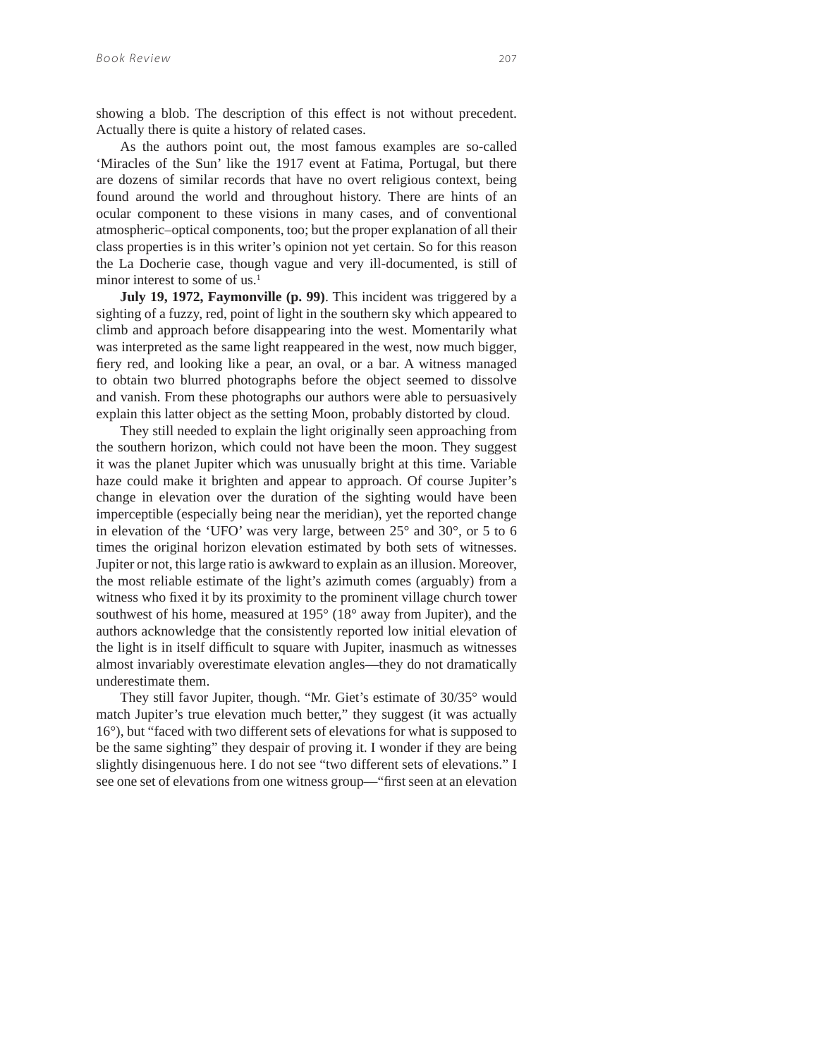showing a blob. The description of this effect is not without precedent. Actually there is quite a history of related cases.

As the authors point out, the most famous examples are so-called 'Miracles of the Sun' like the 1917 event at Fatima, Portugal, but there are dozens of similar records that have no overt religious context, being found around the world and throughout history. There are hints of an ocular component to these visions in many cases, and of conventional atmospheric–optical components, too; but the proper explanation of all their class properties is in this writer's opinion not yet certain. So for this reason the La Docherie case, though vague and very ill-documented, is still of minor interest to some of us.[1]

**July 19, 1972, Faymonville (p. 99)**. This incident was triggered by a sighting of a fuzzy, red, point of light in the southern sky which appeared to climb and approach before disappearing into the west. Momentarily what was interpreted as the same light reappeared in the west, now much bigger, fiery red, and looking like a pear, an oval, or a bar. A witness managed to obtain two blurred photographs before the object seemed to dissolve and vanish. From these photographs our authors were able to persuasively explain this latter object as the setting Moon, probably distorted by cloud.

They still needed to explain the light originally seen approaching from the southern horizon, which could not have been the moon. They suggest it was the planet Jupiter which was unusually bright at this time. Variable haze could make it brighten and appear to approach. Of course Jupiter's change in elevation over the duration of the sighting would have been imperceptible (especially being near the meridian), yet the reported change in elevation of the 'UFO' was very large, between 25° and 30°, or 5 to 6 times the original horizon elevation estimated by both sets of witnesses. Jupiter or not, this large ratio is awkward to explain as an illusion. Moreover, the most reliable estimate of the light's azimuth comes (arguably) from a witness who fixed it by its proximity to the prominent village church tower southwest of his home, measured at 195° (18° away from Jupiter), and the authors acknowledge that the consistently reported low initial elevation of the light is in itself difficult to square with Jupiter, inasmuch as witnesses almost invariably overestimate elevation angles—they do not dramatically underestimate them.

They still favor Jupiter, though. "Mr. Giet's estimate of 30/35° would match Jupiter's true elevation much better," they suggest (it was actually 16°), but "faced with two different sets of elevations for what is supposed to be the same sighting" they despair of proving it. I wonder if they are being slightly disingenuous here. I do not see "two different sets of elevations." I see one set of elevations from one witness group—"first seen at an elevation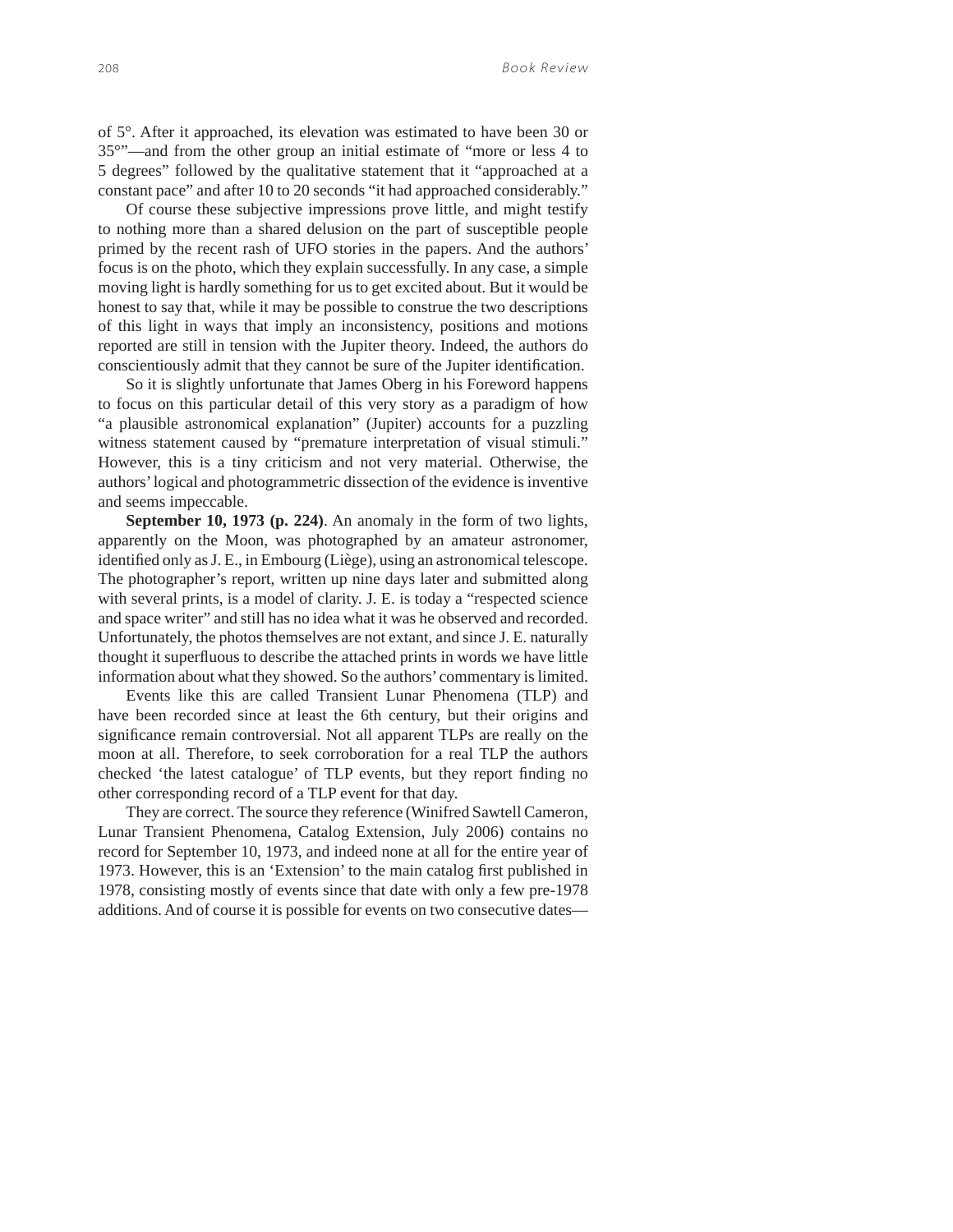of 5°. After it approached, its elevation was estimated to have been 30 or 35°"—and from the other group an initial estimate of "more or less 4 to 5 degrees" followed by the qualitative statement that it "approached at a constant pace" and after 10 to 20 seconds "it had approached considerably."

Of course these subjective impressions prove little, and might testify to nothing more than a shared delusion on the part of susceptible people primed by the recent rash of UFO stories in the papers. And the authors' focus is on the photo, which they explain successfully. In any case, a simple moving light is hardly something for us to get excited about. But it would be honest to say that, while it may be possible to construe the two descriptions of this light in ways that imply an inconsistency, positions and motions reported are still in tension with the Jupiter theory. Indeed, the authors do conscientiously admit that they cannot be sure of the Jupiter identification.

So it is slightly unfortunate that James Oberg in his Foreword happens to focus on this particular detail of this very story as a paradigm of how "a plausible astronomical explanation" (Jupiter) accounts for a puzzling witness statement caused by "premature interpretation of visual stimuli." However, this is a tiny criticism and not very material. Otherwise, the authors' logical and photogrammetric dissection of the evidence is inventive and seems impeccable.

**September 10, 1973 (p. 224)**. An anomaly in the form of two lights, apparently on the Moon, was photographed by an amateur astronomer, identified only as J. E., in Embourg (Liège), using an astronomical telescope. The photographer's report, written up nine days later and submitted along with several prints, is a model of clarity. J. E. is today a "respected science and space writer" and still has no idea what it was he observed and recorded. Unfortunately, the photos themselves are not extant, and since J. E. naturally thought it superfluous to describe the attached prints in words we have little information about what they showed. So the authors' commentary is limited.

Events like this are called Transient Lunar Phenomena (TLP) and have been recorded since at least the 6th century, but their origins and significance remain controversial. Not all apparent TLPs are really on the moon at all. Therefore, to seek corroboration for a real TLP the authors checked 'the latest catalogue' of TLP events, but they report finding no other corresponding record of a TLP event for that day.

They are correct. The source they reference (Winifred Sawtell Cameron, Lunar Transient Phenomena, Catalog Extension, July 2006) contains no record for September 10, 1973, and indeed none at all for the entire year of 1973. However, this is an 'Extension' to the main catalog first published in 1978, consisting mostly of events since that date with only a few pre-1978 additions. And of course it is possible for events on two consecutive dates—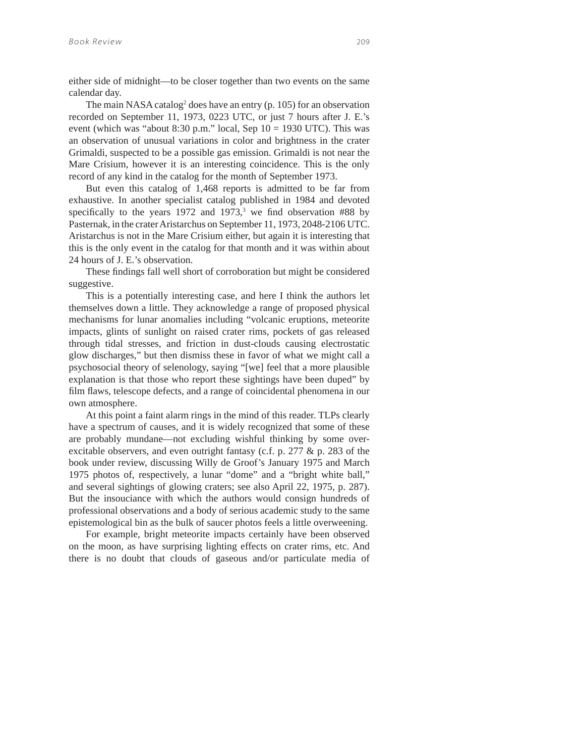either side of midnight—to be closer together than two events on the same calendar day.

The main NASA catalog[2] does have an entry (p. 105) for an observation recorded on September 11, 1973, 0223 UTC, or just 7 hours after J. E.'s event (which was "about 8:30 p.m." local, Sep 10 = 1930 UTC). This was an observation of unusual variations in color and brightness in the crater Grimaldi, suspected to be a possible gas emission. Grimaldi is not near the Mare Crisium, however it is an interesting coincidence. This is the only record of any kind in the catalog for the month of September 1973.

But even this catalog of 1,468 reports is admitted to be far from exhaustive. In another specialist catalog published in 1984 and devoted specifically to the years 1972 and 1973,[3] we find observation #88 by Pasternak, in the crater Aristarchus on September 11, 1973, 2048-2106 UTC. Aristarchus is not in the Mare Crisium either, but again it is interesting that this is the only event in the catalog for that month and it was within about 24 hours of J. E.'s observation.

These findings fall well short of corroboration but might be considered suggestive.

This is a potentially interesting case, and here I think the authors let themselves down a little. They acknowledge a range of proposed physical mechanisms for lunar anomalies including "volcanic eruptions, meteorite impacts, glints of sunlight on raised crater rims, pockets of gas released through tidal stresses, and friction in dust-clouds causing electrostatic glow discharges," but then dismiss these in favor of what we might call a psychosocial theory of selenology, saying "[we] feel that a more plausible explanation is that those who report these sightings have been duped" by film flaws, telescope defects, and a range of coincidental phenomena in our own atmosphere.

At this point a faint alarm rings in the mind of this reader. TLPs clearly have a spectrum of causes, and it is widely recognized that some of these are probably mundane—not excluding wishful thinking by some over-excitable observers, and even outright fantasy (c.f. p. 277 & p. 283 of the book under review, discussing Willy de Groof's January 1975 and March 1975 photos of, respectively, a lunar "dome" and a "bright white ball," and several sightings of glowing craters; see also April 22, 1975, p. 287). But the insouciance with which the authors would consign hundreds of professional observations and a body of serious academic study to the same epistemological bin as the bulk of saucer photos feels a little overweening.

For example, bright meteorite impacts certainly have been observed on the moon, as have surprising lighting effects on crater rims, etc. And there is no doubt that clouds of gaseous and/or particulate media of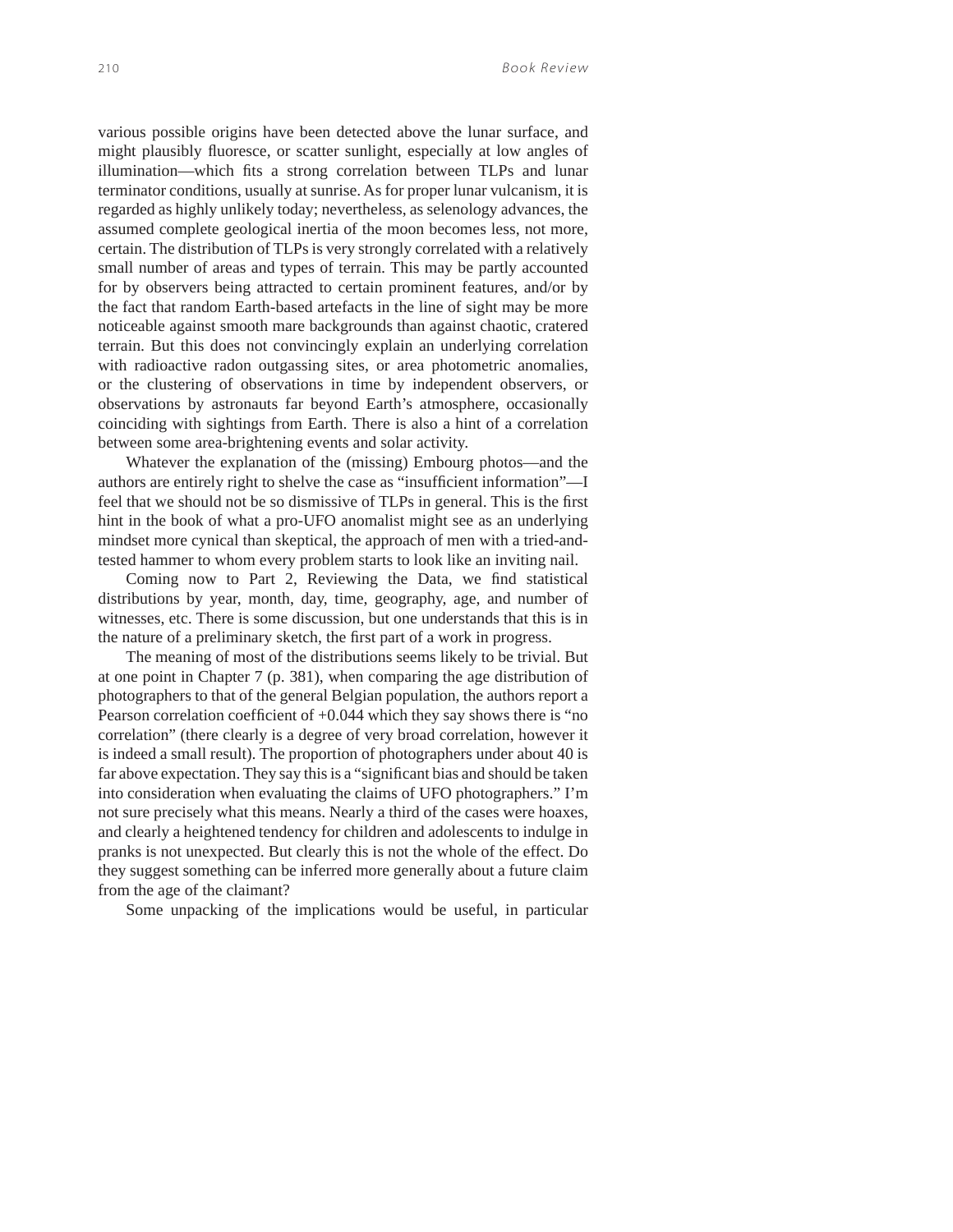various possible origins have been detected above the lunar surface, and might plausibly fluoresce, or scatter sunlight, especially at low angles of illumination—which fits a strong correlation between TLPs and lunar terminator conditions, usually at sunrise. As for proper lunar vulcanism, it is regarded as highly unlikely today; nevertheless, as selenology advances, the assumed complete geological inertia of the moon becomes less, not more, certain. The distribution of TLPs is very strongly correlated with a relatively small number of areas and types of terrain. This may be partly accounted for by observers being attracted to certain prominent features, and/or by the fact that random Earth-based artefacts in the line of sight may be more noticeable against smooth mare backgrounds than against chaotic, cratered terrain. But this does not convincingly explain an underlying correlation with radioactive radon outgassing sites, or area photometric anomalies, or the clustering of observations in time by independent observers, or observations by astronauts far beyond Earth's atmosphere, occasionally coinciding with sightings from Earth. There is also a hint of a correlation between some area-brightening events and solar activity.

Whatever the explanation of the (missing) Embourg photos—and the authors are entirely right to shelve the case as "insufficient information"—I feel that we should not be so dismissive of TLPs in general. This is the first hint in the book of what a pro-UFO anomalist might see as an underlying mindset more cynical than skeptical, the approach of men with a tried-and-tested hammer to whom every problem starts to look like an inviting nail.

Coming now to Part 2, Reviewing the Data, we find statistical distributions by year, month, day, time, geography, age, and number of witnesses, etc. There is some discussion, but one understands that this is in the nature of a preliminary sketch, the first part of a work in progress.

The meaning of most of the distributions seems likely to be trivial. But at one point in Chapter 7 (p. 381), when comparing the age distribution of photographers to that of the general Belgian population, the authors report a Pearson correlation coefficient of +0.044 which they say shows there is "no correlation" (there clearly is a degree of very broad correlation, however it is indeed a small result). The proportion of photographers under about 40 is far above expectation. They say this is a "significant bias and should be taken into consideration when evaluating the claims of UFO photographers." I'm not sure precisely what this means. Nearly a third of the cases were hoaxes, and clearly a heightened tendency for children and adolescents to indulge in pranks is not unexpected. But clearly this is not the whole of the effect. Do they suggest something can be inferred more generally about a future claim from the age of the claimant?

Some unpacking of the implications would be useful, in particular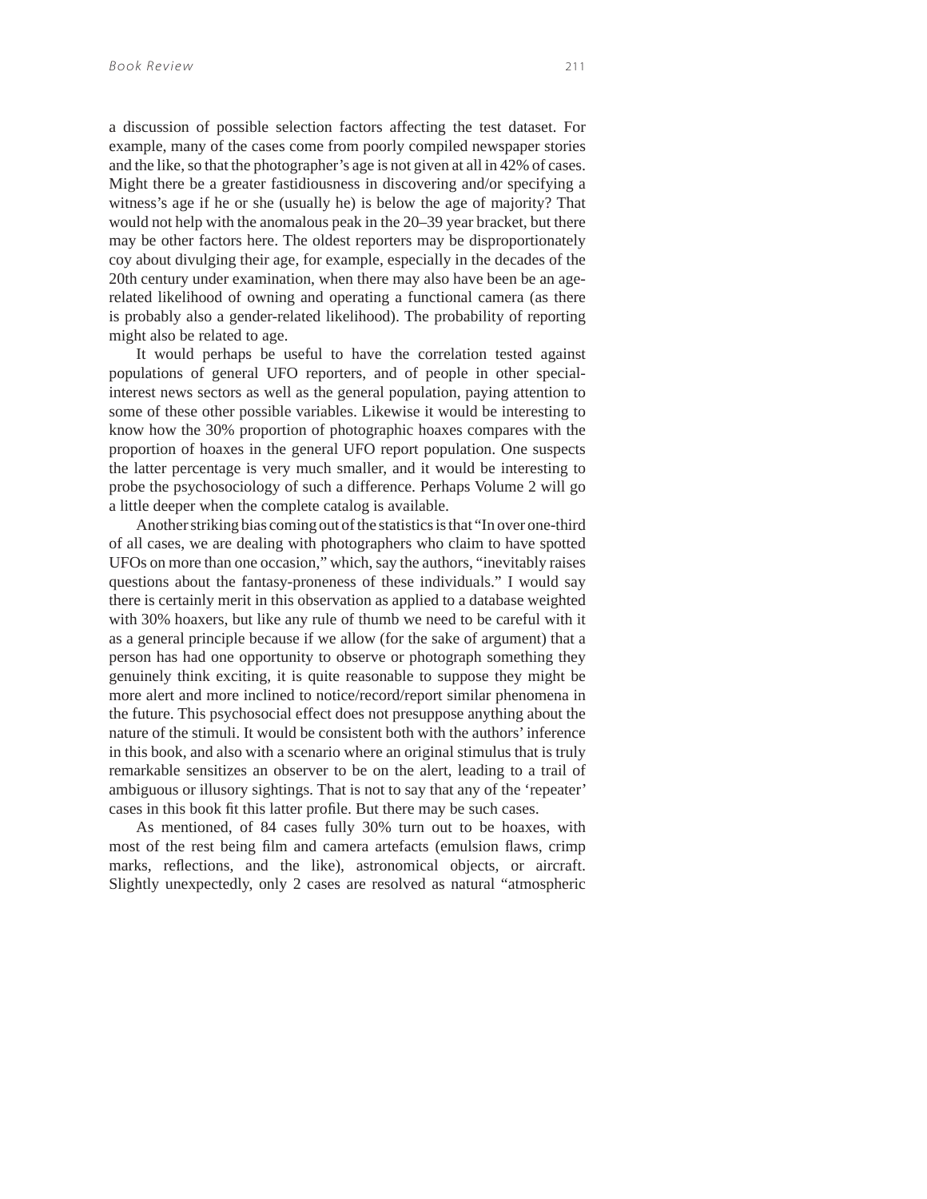a discussion of possible selection factors affecting the test dataset. For example, many of the cases come from poorly compiled newspaper stories and the like, so that the photographer's age is not given at all in 42% of cases. Might there be a greater fastidiousness in discovering and/or specifying a witness's age if he or she (usually he) is below the age of majority? That would not help with the anomalous peak in the 20–39 year bracket, but there may be other factors here. The oldest reporters may be disproportionately coy about divulging their age, for example, especially in the decades of the 20th century under examination, when there may also have been be an age-related likelihood of owning and operating a functional camera (as there is probably also a gender-related likelihood). The probability of reporting might also be related to age.

It would perhaps be useful to have the correlation tested against populations of general UFO reporters, and of people in other special-interest news sectors as well as the general population, paying attention to some of these other possible variables. Likewise it would be interesting to know how the 30% proportion of photographic hoaxes compares with the proportion of hoaxes in the general UFO report population. One suspects the latter percentage is very much smaller, and it would be interesting to probe the psychosociology of such a difference. Perhaps Volume 2 will go a little deeper when the complete catalog is available.

Another striking bias coming out of the statistics is that "In over one-third of all cases, we are dealing with photographers who claim to have spotted UFOs on more than one occasion," which, say the authors, "inevitably raises questions about the fantasy-proneness of these individuals." I would say there is certainly merit in this observation as applied to a database weighted with 30% hoaxers, but like any rule of thumb we need to be careful with it as a general principle because if we allow (for the sake of argument) that a person has had one opportunity to observe or photograph something they genuinely think exciting, it is quite reasonable to suppose they might be more alert and more inclined to notice/record/report similar phenomena in the future. This psychosocial effect does not presuppose anything about the nature of the stimuli. It would be consistent both with the authors' inference in this book, and also with a scenario where an original stimulus that is truly remarkable sensitizes an observer to be on the alert, leading to a trail of ambiguous or illusory sightings. That is not to say that any of the 'repeater' cases in this book fit this latter profile. But there may be such cases.

As mentioned, of 84 cases fully 30% turn out to be hoaxes, with most of the rest being film and camera artefacts (emulsion flaws, crimp marks, reflections, and the like), astronomical objects, or aircraft. Slightly unexpectedly, only 2 cases are resolved as natural "atmospheric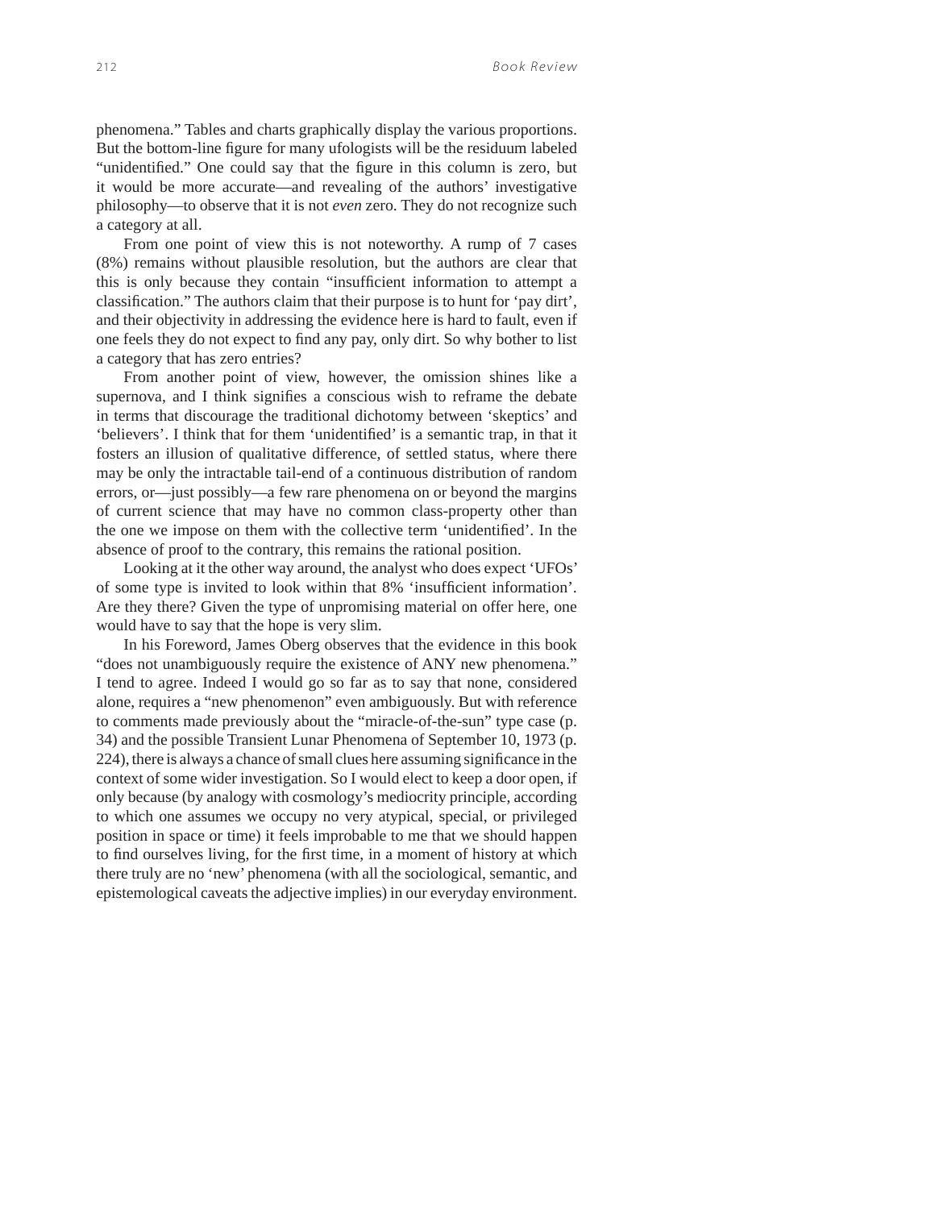phenomena." Tables and charts graphically display the various proportions. But the bottom-line figure for many ufologists will be the residuum labeled "unidentified." One could say that the figure in this column is zero, but it would be more accurate—and revealing of the authors' investigative philosophy—to observe that it is not *even* zero. They do not recognize such a category at all.

From one point of view this is not noteworthy. A rump of 7 cases (8%) remains without plausible resolution, but the authors are clear that this is only because they contain "insufficient information to attempt a classification." The authors claim that their purpose is to hunt for 'pay dirt', and their objectivity in addressing the evidence here is hard to fault, even if one feels they do not expect to find any pay, only dirt. So why bother to list a category that has zero entries?

From another point of view, however, the omission shines like a supernova, and I think signifies a conscious wish to reframe the debate in terms that discourage the traditional dichotomy between 'skeptics' and 'believers'. I think that for them 'unidentified' is a semantic trap, in that it fosters an illusion of qualitative difference, of settled status, where there may be only the intractable tail-end of a continuous distribution of random errors, or—just possibly—a few rare phenomena on or beyond the margins of current science that may have no common class-property other than the one we impose on them with the collective term 'unidentified'. In the absence of proof to the contrary, this remains the rational position.

Looking at it the other way around, the analyst who does expect 'UFOs' of some type is invited to look within that 8% 'insufficient information'. Are they there? Given the type of unpromising material on offer here, one would have to say that the hope is very slim.

In his Foreword, James Oberg observes that the evidence in this book "does not unambiguously require the existence of ANY new phenomena." I tend to agree. Indeed I would go so far as to say that none, considered alone, requires a "new phenomenon" even ambiguously. But with reference to comments made previously about the "miracle-of-the-sun" type case (p. 34) and the possible Transient Lunar Phenomena of September 10, 1973 (p. 224), there is always a chance of small clues here assuming significance in the context of some wider investigation. So I would elect to keep a door open, if only because (by analogy with cosmology's mediocrity principle, according to which one assumes we occupy no very atypical, special, or privileged position in space or time) it feels improbable to me that we should happen to find ourselves living, for the first time, in a moment of history at which there truly are no 'new' phenomena (with all the sociological, semantic, and epistemological caveats the adjective implies) in our everyday environment.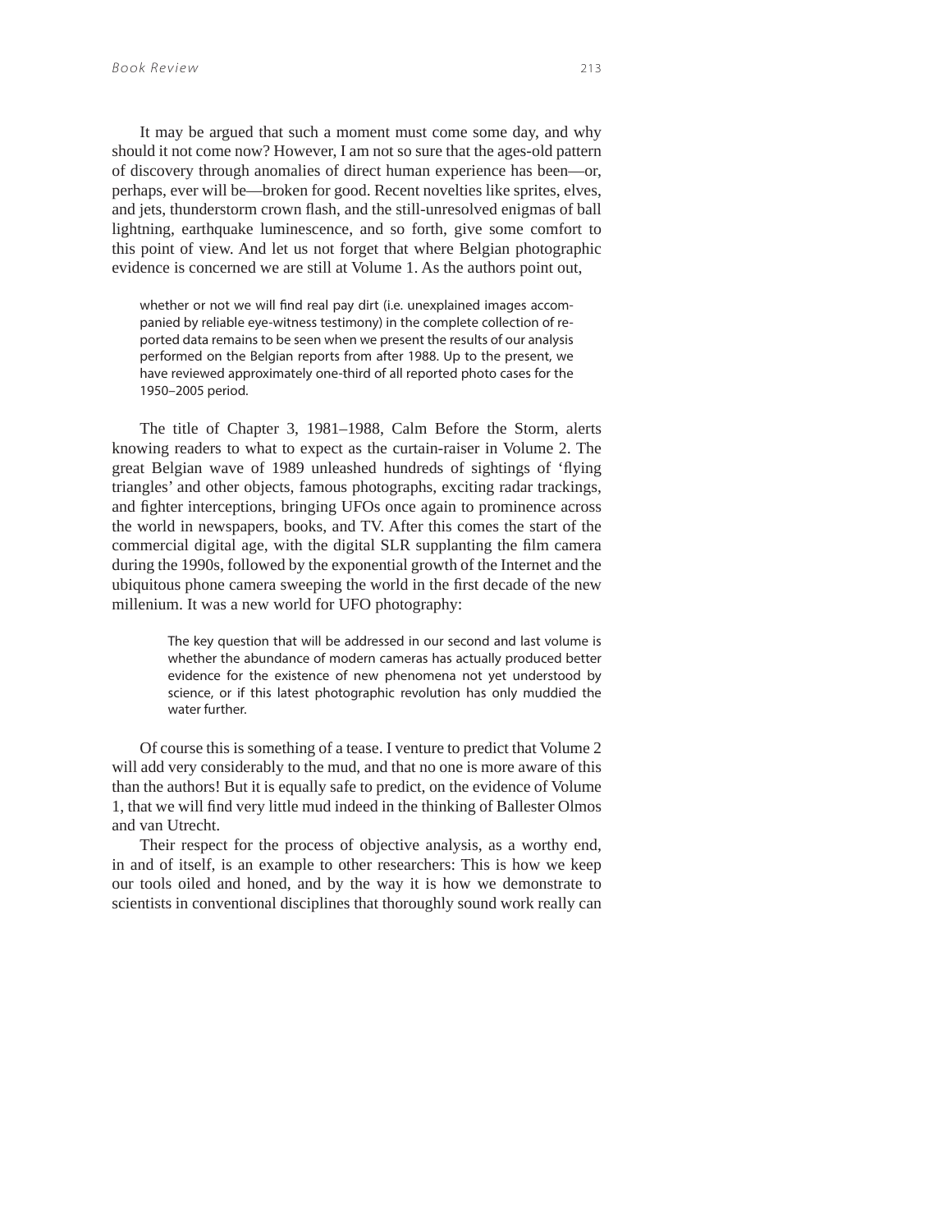It may be argued that such a moment must come some day, and why should it not come now? However, I am not so sure that the ages-old pattern of discovery through anomalies of direct human experience has been—or, perhaps, ever will be—broken for good. Recent novelties like sprites, elves, and jets, thunderstorm crown flash, and the still-unresolved enigmas of ball lightning, earthquake luminescence, and so forth, give some comfort to this point of view. And let us not forget that where Belgian photographic evidence is concerned we are still at Volume 1. As the authors point out,

> whether or not we will find real pay dirt (i.e. unexplained images accompanied by reliable eye-witness testimony) in the complete collection of reported data remains to be seen when we present the results of our analysis performed on the Belgian reports from after 1988. Up to the present, we have reviewed approximately one-third of all reported photo cases for the 1950–2005 period.

The title of Chapter 3, 1981–1988, Calm Before the Storm, alerts knowing readers to what to expect as the curtain-raiser in Volume 2. The great Belgian wave of 1989 unleashed hundreds of sightings of 'flying triangles' and other objects, famous photographs, exciting radar trackings, and fighter interceptions, bringing UFOs once again to prominence across the world in newspapers, books, and TV. After this comes the start of the commercial digital age, with the digital SLR supplanting the film camera during the 1990s, followed by the exponential growth of the Internet and the ubiquitous phone camera sweeping the world in the first decade of the new millenium. It was a new world for UFO photography:

> The key question that will be addressed in our second and last volume is whether the abundance of modern cameras has actually produced better evidence for the existence of new phenomena not yet understood by science, or if this latest photographic revolution has only muddied the water further.

Of course this is something of a tease. I venture to predict that Volume 2 will add very considerably to the mud, and that no one is more aware of this than the authors! But it is equally safe to predict, on the evidence of Volume 1, that we will find very little mud indeed in the thinking of Ballester Olmos and van Utrecht.

Their respect for the process of objective analysis, as a worthy end, in and of itself, is an example to other researchers: This is how we keep our tools oiled and honed, and by the way it is how we demonstrate to scientists in conventional disciplines that thoroughly sound work really can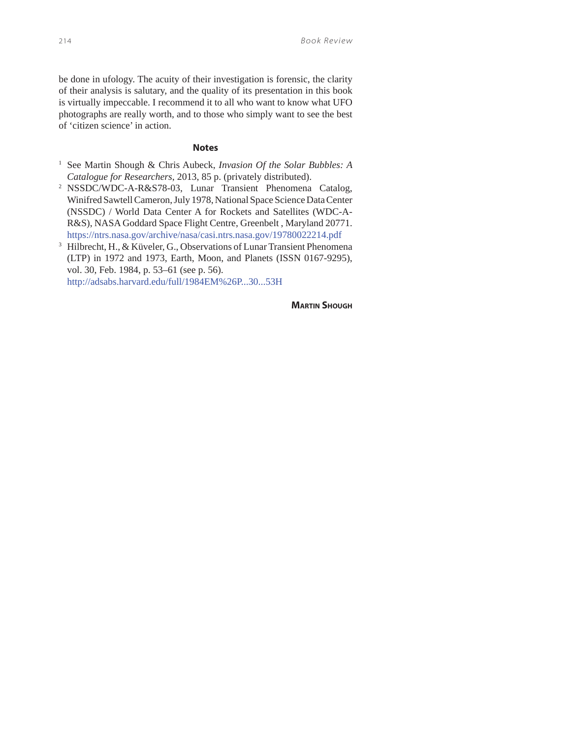be done in ufology. The acuity of their investigation is forensic, the clarity of their analysis is salutary, and the quality of its presentation in this book is virtually impeccable. I recommend it to all who want to know what UFO photographs are really worth, and to those who simply want to see the best of 'citizen science' in action.

## Notes

1. See Martin Shough & Chris Aubeck, *Invasion Of the Solar Bubbles: A Catalogue for Researchers*, 2013, 85 p. (privately distributed).
2. NSSDC/WDC-A-R&S78-03, Lunar Transient Phenomena Catalog, Winifred Sawtell Cameron, July 1978, National Space Science Data Center (NSSDC) / World Data Center A for Rockets and Satellites (WDC-A-R&S), NASA Goddard Space Flight Centre, Greenbelt , Maryland 20771. https://ntrs.nasa.gov/archive/nasa/casi.ntrs.nasa.gov/19780022214.pdf
3. Hilbrecht, H., & Küveler, G., Observations of Lunar Transient Phenomena (LTP) in 1972 and 1973, Earth, Moon, and Planets (ISSN 0167-9295), vol. 30, Feb. 1984, p. 53–61 (see p. 56). http://adsabs.harvard.edu/full/1984EM%26P...30...53H

**Martin Shough**